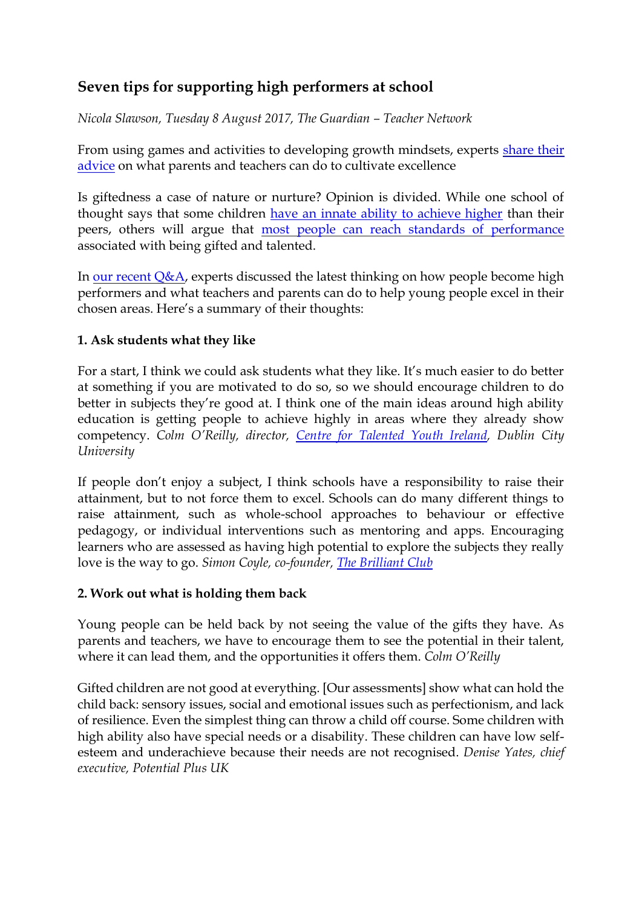## Seven tips for supporting high performers at school

*Nicola Slawson, Tuesday 8 August 2017, The Guardian – Teacher Network*

From using games and activities to developing growth mindsets, experts share their advice on what parents and teachers can do to cultivate excellence

Is giftedness a case of nature or nurture? Opinion is divided. While one school of thought says that some children have an innate ability to achieve higher than their peers, others will argue that most people can reach standards of performance associated with being gifted and talented.

In our recent Q&A, experts discussed the latest thinking on how people become high performers and what teachers and parents can do to help young people excel in their chosen areas. Here's a summary of their thoughts:

### 1. Ask students what they like

For a start, I think we could ask students what they like. It's much easier to do better at something if you are motivated to do so, so we should encourage children to do better in subjects they're good at. I think one of the main ideas around high ability education is getting people to achieve highly in areas where they already show competency. *Colm O'Reilly, director, Centre for Talented Youth Ireland, Dublin City University*

If people don't enjoy a subject, I think schools have a responsibility to raise their attainment, but to not force them to excel. Schools can do many different things to raise attainment, such as whole-school approaches to behaviour or effective pedagogy, or individual interventions such as mentoring and apps. Encouraging learners who are assessed as having high potential to explore the subjects they really love is the way to go. *Simon Coyle, co-founder, The Brilliant Club*

### 2. Work out what is holding them back

Young people can be held back by not seeing the value of the gifts they have. As parents and teachers, we have to encourage them to see the potential in their talent, where it can lead them, and the opportunities it offers them. *Colm O'Reilly*

Gifted children are not good at everything. [Our assessments] show what can hold the child back: sensory issues, social and emotional issues such as perfectionism, and lack of resilience. Even the simplest thing can throw a child off course. Some children with high ability also have special needs or a disability. These children can have low self-esteem and underachieve because their needs are not recognised. *Denise Yates, chief executive, Potential Plus UK*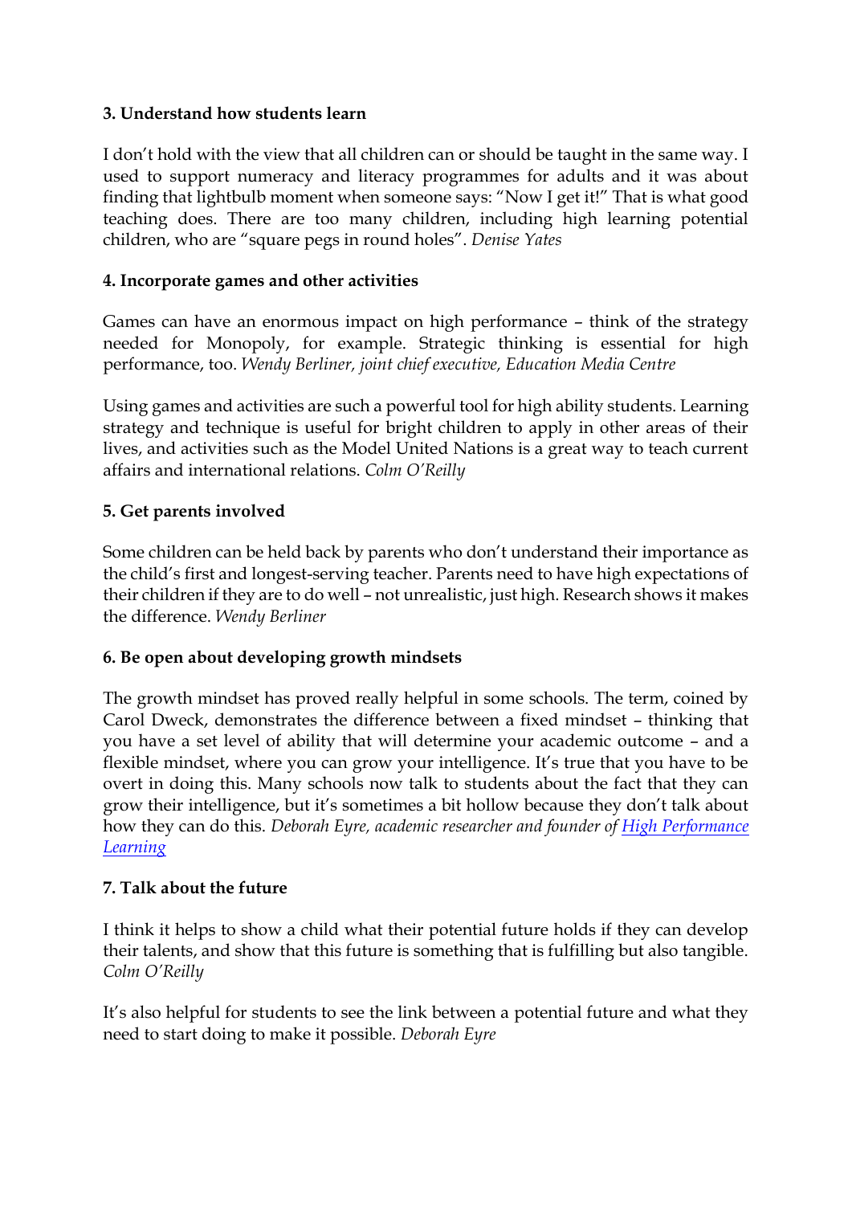**3. Understand how students learn**

I don't hold with the view that all children can or should be taught in the same way. I used to support numeracy and literacy programmes for adults and it was about finding that lightbulb moment when someone says: "Now I get it!" That is what good teaching does. There are too many children, including high learning potential children, who are "square pegs in round holes". *Denise Yates*

**4. Incorporate games and other activities**

Games can have an enormous impact on high performance – think of the strategy needed for Monopoly, for example. Strategic thinking is essential for high performance, too. *Wendy Berliner, joint chief executive, Education Media Centre*

Using games and activities are such a powerful tool for high ability students. Learning strategy and technique is useful for bright children to apply in other areas of their lives, and activities such as the Model United Nations is a great way to teach current affairs and international relations. *Colm O'Reilly*

**5. Get parents involved**

Some children can be held back by parents who don't understand their importance as the child's first and longest-serving teacher. Parents need to have high expectations of their children if they are to do well – not unrealistic, just high. Research shows it makes the difference. *Wendy Berliner*

**6. Be open about developing growth mindsets**

The growth mindset has proved really helpful in some schools. The term, coined by Carol Dweck, demonstrates the difference between a fixed mindset – thinking that you have a set level of ability that will determine your academic outcome – and a flexible mindset, where you can grow your intelligence. It's true that you have to be overt in doing this. Many schools now talk to students about the fact that they can grow their intelligence, but it's sometimes a bit hollow because they don't talk about how they can do this. *Deborah Eyre, academic researcher and founder of High Performance Learning*

**7. Talk about the future**

I think it helps to show a child what their potential future holds if they can develop their talents, and show that this future is something that is fulfilling but also tangible. *Colm O'Reilly*

It's also helpful for students to see the link between a potential future and what they need to start doing to make it possible. *Deborah Eyre*